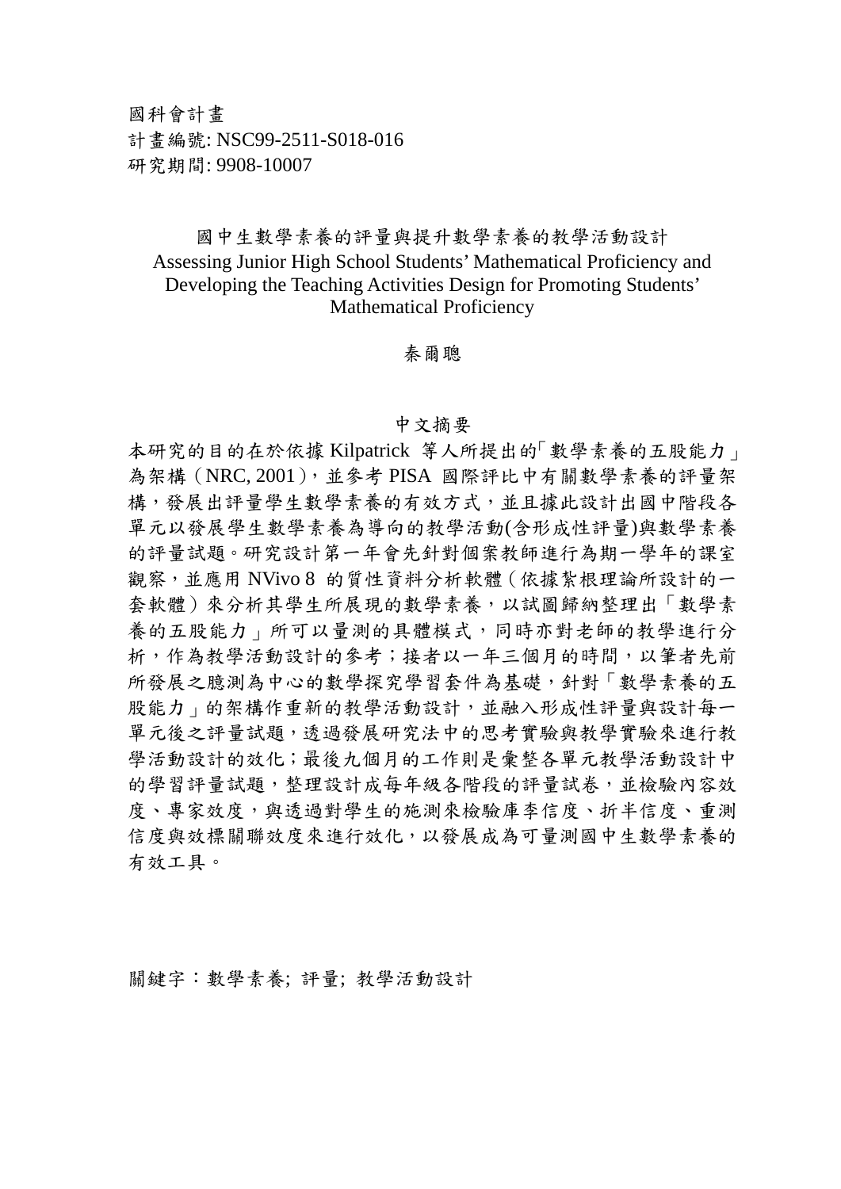國科會計畫
計畫編號: NSC99-2511-S018-016
研究期間: 9908-10007

# 國中生數學素養的評量與提升數學素養的教學活動設計

# Assessing Junior High School Students' Mathematical Proficiency and Developing the Teaching Activities Design for Promoting Students' Mathematical Proficiency

秦爾聰

## 中文摘要

本研究的目的在於依據 Kilpatrick 等人所提出的「數學素養的五股能力」為架構（NRC, 2001），並參考 PISA 國際評比中有關數學素養的評量架構，發展出評量學生數學素養的有效方式，並且據此設計出國中階段各單元以發展學生數學素養為導向的教學活動(含形成性評量)與數學素養的評量試題。研究設計第一年會先針對個案教師進行為期一學年的課室觀察，並應用 NVivo 8 的質性資料分析軟體（依據紮根理論所設計的一套軟體）來分析其學生所展現的數學素養，以試圖歸納整理出「數學素養的五股能力」所可以量測的具體模式，同時亦對老師的教學進行分析，作為教學活動設計的參考；接者以一年三個月的時間，以筆者先前所發展之臆測為中心的數學探究學習套件為基礎，針對「數學素養的五股能力」的架構作重新的教學活動設計，並融入形成性評量與設計每一單元後之評量試題，透過發展研究法中的思考實驗與教學實驗來進行教學活動設計的效化；最後九個月的工作則是彙整各單元教學活動設計中的學習評量試題，整理設計成每年級各階段的評量試卷，並檢驗內容效度、專家效度，與透過對學生的施測來檢驗庫李信度、折半信度、重測信度與效標關聯效度來進行效化，以發展成為可量測國中生數學素養的有效工具。

關鍵字：數學素養; 評量; 教學活動設計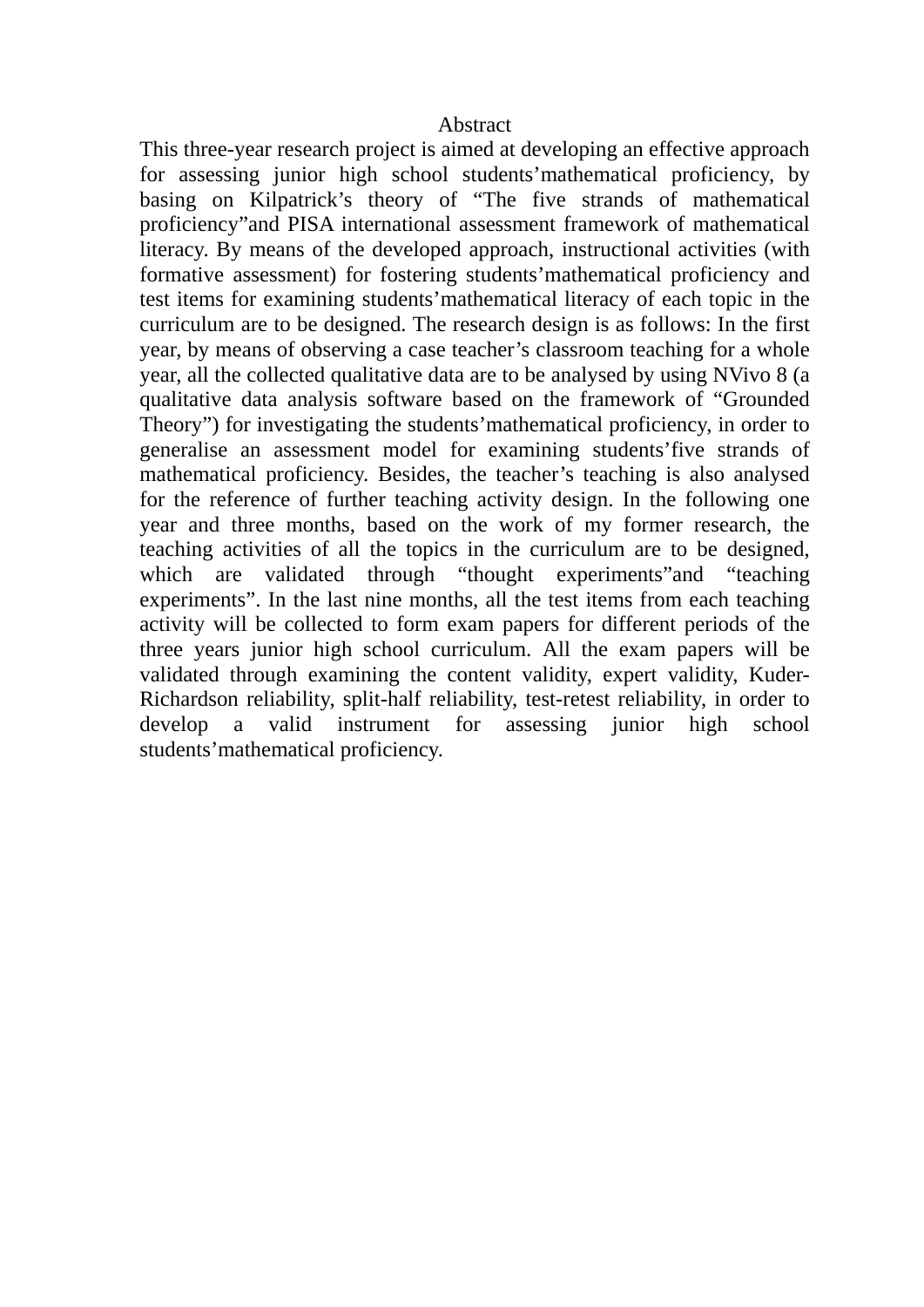# Abstract

This three-year research project is aimed at developing an effective approach for assessing junior high school students'mathematical proficiency, by basing on Kilpatrick's theory of "The five strands of mathematical proficiency"and PISA international assessment framework of mathematical literacy. By means of the developed approach, instructional activities (with formative assessment) for fostering students'mathematical proficiency and test items for examining students'mathematical literacy of each topic in the curriculum are to be designed. The research design is as follows: In the first year, by means of observing a case teacher's classroom teaching for a whole year, all the collected qualitative data are to be analysed by using NVivo 8 (a qualitative data analysis software based on the framework of "Grounded Theory") for investigating the students'mathematical proficiency, in order to generalise an assessment model for examining students'five strands of mathematical proficiency. Besides, the teacher's teaching is also analysed for the reference of further teaching activity design. In the following one year and three months, based on the work of my former research, the teaching activities of all the topics in the curriculum are to be designed, which are validated through "thought experiments"and "teaching experiments". In the last nine months, all the test items from each teaching activity will be collected to form exam papers for different periods of the three years junior high school curriculum. All the exam papers will be validated through examining the content validity, expert validity, Kuder-Richardson reliability, split-half reliability, test-retest reliability, in order to develop a valid instrument for assessing junior high school students'mathematical proficiency.